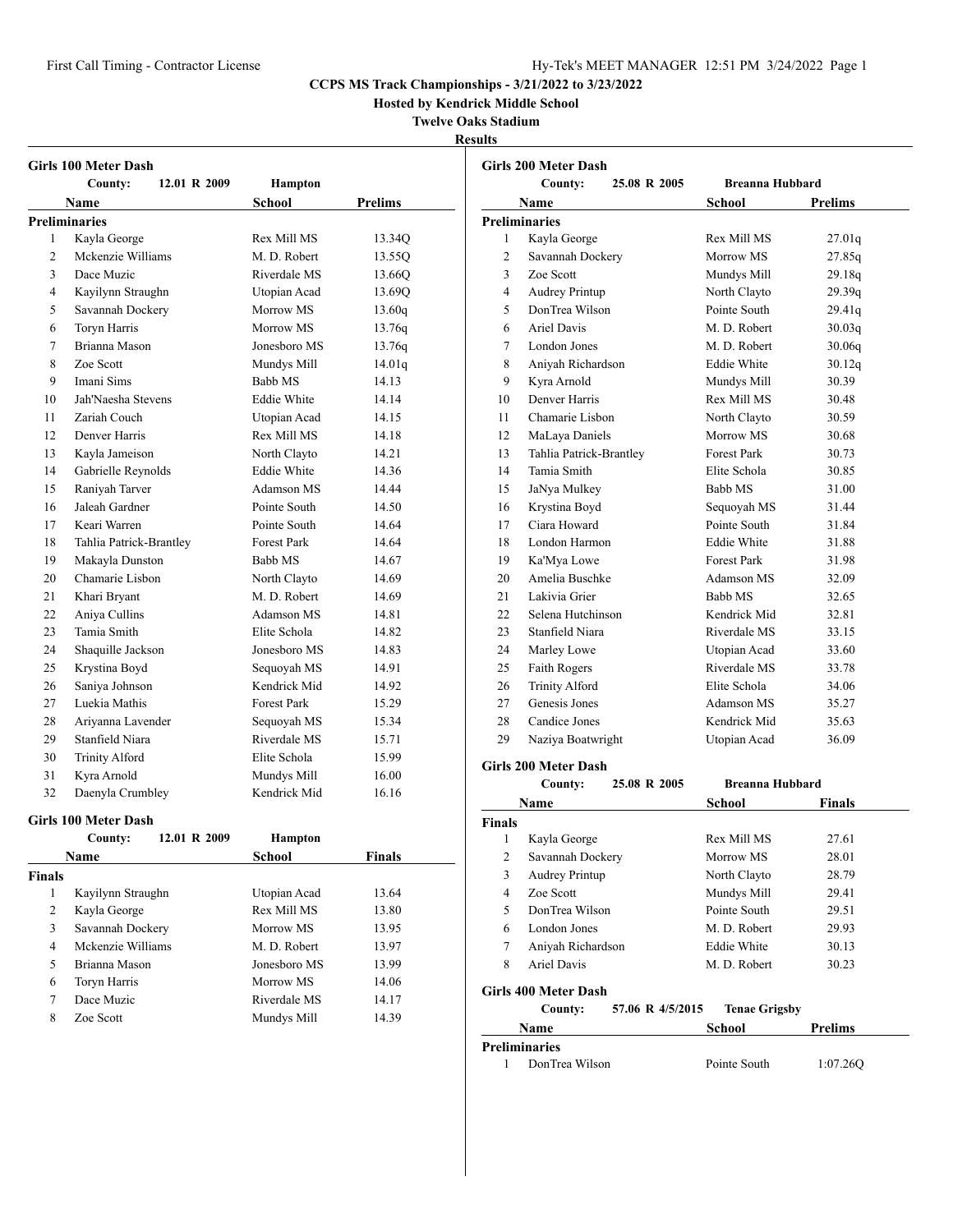CCPS MS Track Championships - 3/21/2022 to 3/23/2022

Hosted by Kendrick Middle School

Twelve Oaks Stadium

**Results**

### Girls 100 Meter Dash

County: 12.01 R 2009 Hampton

| | Name | School | Prelims |
|---|---|---|---|
| **Preliminaries** | | | |
| 1 | Kayla George | Rex Mill MS | 13.34Q |
| 2 | Mckenzie Williams | M. D. Robert | 13.55Q |
| 3 | Dace Muzic | Riverdale MS | 13.66Q |
| 4 | Kayilynn Straughn | Utopian Acad | 13.69Q |
| 5 | Savannah Dockery | Morrow MS | 13.60q |
| 6 | Toryn Harris | Morrow MS | 13.76q |
| 7 | Brianna Mason | Jonesboro MS | 13.76q |
| 8 | Zoe Scott | Mundys Mill | 14.01q |
| 9 | Imani Sims | Babb MS | 14.13 |
| 10 | Jah'Naesha Stevens | Eddie White | 14.14 |
| 11 | Zariah Couch | Utopian Acad | 14.15 |
| 12 | Denver Harris | Rex Mill MS | 14.18 |
| 13 | Kayla Jameison | North Clayto | 14.21 |
| 14 | Gabrielle Reynolds | Eddie White | 14.36 |
| 15 | Raniyah Tarver | Adamson MS | 14.44 |
| 16 | Jaleah Gardner | Pointe South | 14.50 |
| 17 | Keari Warren | Pointe South | 14.64 |
| 18 | Tahlia Patrick-Brantley | Forest Park | 14.64 |
| 19 | Makayla Dunston | Babb MS | 14.67 |
| 20 | Chamarie Lisbon | North Clayto | 14.69 |
| 21 | Khari Bryant | M. D. Robert | 14.69 |
| 22 | Aniya Cullins | Adamson MS | 14.81 |
| 23 | Tamia Smith | Elite Schola | 14.82 |
| 24 | Shaquille Jackson | Jonesboro MS | 14.83 |
| 25 | Krystina Boyd | Sequoyah MS | 14.91 |
| 26 | Saniya Johnson | Kendrick Mid | 14.92 |
| 27 | Luekia Mathis | Forest Park | 15.29 |
| 28 | Ariyanna Lavender | Sequoyah MS | 15.34 |
| 29 | Stanfield Niara | Riverdale MS | 15.71 |
| 30 | Trinity Alford | Elite Schola | 15.99 |
| 31 | Kyra Arnold | Mundys Mill | 16.00 |
| 32 | Daenyla Crumbley | Kendrick Mid | 16.16 |

### Girls 100 Meter Dash

County: 12.01 R 2009 Hampton

| | Name | School | Finals |
|---|---|---|---|
| **Finals** | | | |
| 1 | Kayilynn Straughn | Utopian Acad | 13.64 |
| 2 | Kayla George | Rex Mill MS | 13.80 |
| 3 | Savannah Dockery | Morrow MS | 13.95 |
| 4 | Mckenzie Williams | M. D. Robert | 13.97 |
| 5 | Brianna Mason | Jonesboro MS | 13.99 |
| 6 | Toryn Harris | Morrow MS | 14.06 |
| 7 | Dace Muzic | Riverdale MS | 14.17 |
| 8 | Zoe Scott | Mundys Mill | 14.39 |

### Girls 200 Meter Dash

County: 25.08 R 2005 Breanna Hubbard

| | Name | School | Prelims |
|---|---|---|---|
| **Preliminaries** | | | |
| 1 | Kayla George | Rex Mill MS | 27.01q |
| 2 | Savannah Dockery | Morrow MS | 27.85q |
| 3 | Zoe Scott | Mundys Mill | 29.18q |
| 4 | Audrey Printup | North Clayto | 29.39q |
| 5 | DonTrea Wilson | Pointe South | 29.41q |
| 6 | Ariel Davis | M. D. Robert | 30.03q |
| 7 | London Jones | M. D. Robert | 30.06q |
| 8 | Aniyah Richardson | Eddie White | 30.12q |
| 9 | Kyra Arnold | Mundys Mill | 30.39 |
| 10 | Denver Harris | Rex Mill MS | 30.48 |
| 11 | Chamarie Lisbon | North Clayto | 30.59 |
| 12 | MaLaya Daniels | Morrow MS | 30.68 |
| 13 | Tahlia Patrick-Brantley | Forest Park | 30.73 |
| 14 | Tamia Smith | Elite Schola | 30.85 |
| 15 | JaNya Mulkey | Babb MS | 31.00 |
| 16 | Krystina Boyd | Sequoyah MS | 31.44 |
| 17 | Ciara Howard | Pointe South | 31.84 |
| 18 | London Harmon | Eddie White | 31.88 |
| 19 | Ka'Mya Lowe | Forest Park | 31.98 |
| 20 | Amelia Buschke | Adamson MS | 32.09 |
| 21 | Lakivia Grier | Babb MS | 32.65 |
| 22 | Selena Hutchinson | Kendrick Mid | 32.81 |
| 23 | Stanfield Niara | Riverdale MS | 33.15 |
| 24 | Marley Lowe | Utopian Acad | 33.60 |
| 25 | Faith Rogers | Riverdale MS | 33.78 |
| 26 | Trinity Alford | Elite Schola | 34.06 |
| 27 | Genesis Jones | Adamson MS | 35.27 |
| 28 | Candice Jones | Kendrick Mid | 35.63 |
| 29 | Naziya Boatwright | Utopian Acad | 36.09 |

### Girls 200 Meter Dash

County: 25.08 R 2005 Breanna Hubbard

| | Name | School | Finals |
|---|---|---|---|
| **Finals** | | | |
| 1 | Kayla George | Rex Mill MS | 27.61 |
| 2 | Savannah Dockery | Morrow MS | 28.01 |
| 3 | Audrey Printup | North Clayto | 28.79 |
| 4 | Zoe Scott | Mundys Mill | 29.41 |
| 5 | DonTrea Wilson | Pointe South | 29.51 |
| 6 | London Jones | M. D. Robert | 29.93 |
| 7 | Aniyah Richardson | Eddie White | 30.13 |
| 8 | Ariel Davis | M. D. Robert | 30.23 |

### Girls 400 Meter Dash

County: 57.06 R 4/5/2015 Tenae Grigsby

| | Name | School | Prelims |
|---|---|---|---|
| **Preliminaries** | | | |
| 1 | DonTrea Wilson | Pointe South | 1:07.26Q |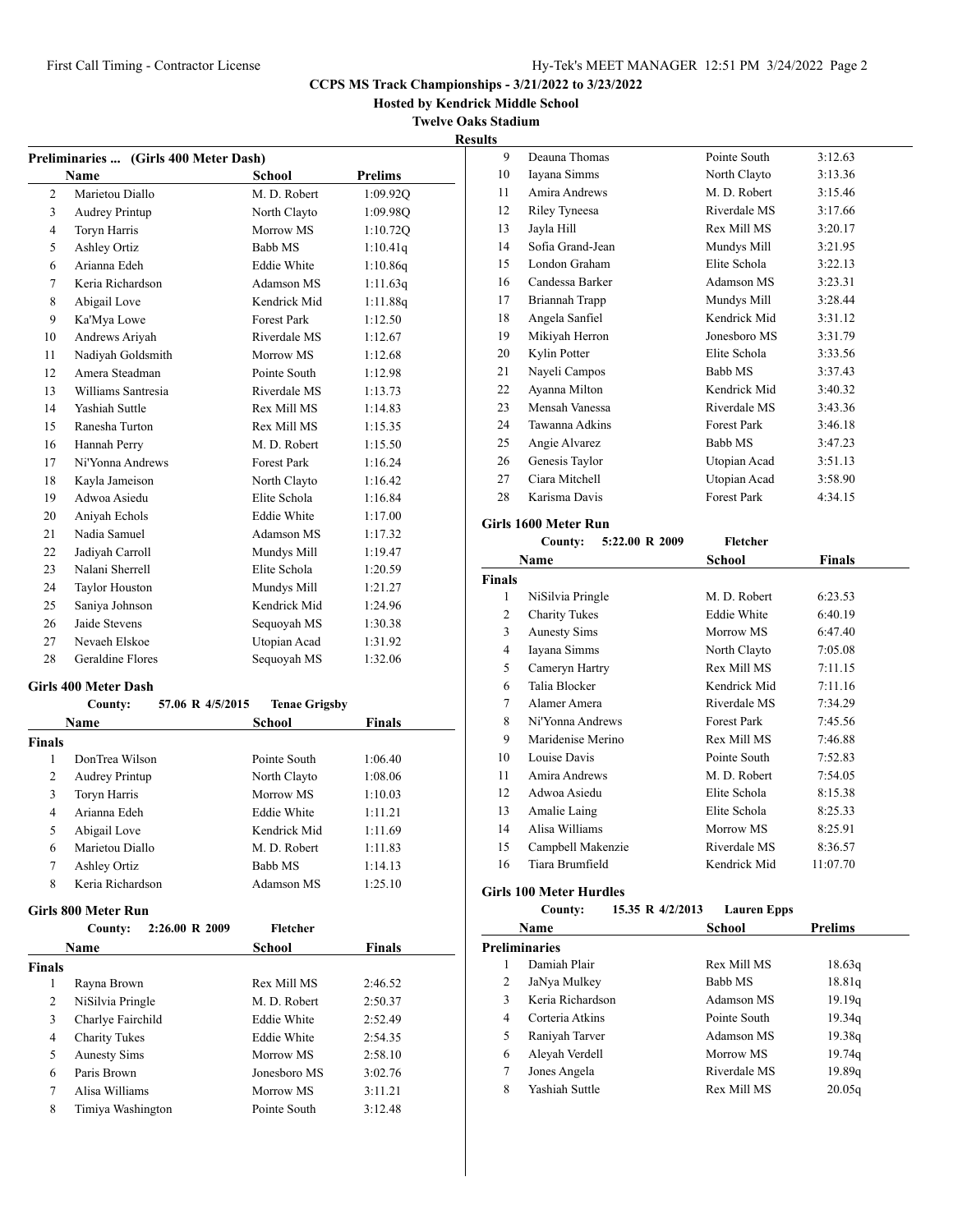**CCPS MS Track Championships - 3/21/2022 to 3/23/2022**

**Hosted by Kendrick Middle School**

**Twelve Oaks Stadium**

**Results**

### Preliminaries ... (Girls 400 Meter Dash)

| | Name | School | Prelims |
|---|---|---|---|
| 2 | Marietou Diallo | M. D. Robert | 1:09.92Q |
| 3 | Audrey Printup | North Clayto | 1:09.98Q |
| 4 | Toryn Harris | Morrow MS | 1:10.72Q |
| 5 | Ashley Ortiz | Babb MS | 1:10.41q |
| 6 | Arianna Edeh | Eddie White | 1:10.86q |
| 7 | Keria Richardson | Adamson MS | 1:11.63q |
| 8 | Abigail Love | Kendrick Mid | 1:11.88q |
| 9 | Ka'Mya Lowe | Forest Park | 1:12.50 |
| 10 | Andrews Ariyah | Riverdale MS | 1:12.67 |
| 11 | Nadiyah Goldsmith | Morrow MS | 1:12.68 |
| 12 | Amera Steadman | Pointe South | 1:12.98 |
| 13 | Williams Santresia | Riverdale MS | 1:13.73 |
| 14 | Yashiah Suttle | Rex Mill MS | 1:14.83 |
| 15 | Ranesha Turton | Rex Mill MS | 1:15.35 |
| 16 | Hannah Perry | M. D. Robert | 1:15.50 |
| 17 | Ni'Yonna Andrews | Forest Park | 1:16.24 |
| 18 | Kayla Jameison | North Clayto | 1:16.42 |
| 19 | Adwoa Asiedu | Elite Schola | 1:16.84 |
| 20 | Aniyah Echols | Eddie White | 1:17.00 |
| 21 | Nadia Samuel | Adamson MS | 1:17.32 |
| 22 | Jadiyah Carroll | Mundys Mill | 1:19.47 |
| 23 | Nalani Sherrell | Elite Schola | 1:20.59 |
| 24 | Taylor Houston | Mundys Mill | 1:21.27 |
| 25 | Saniya Johnson | Kendrick Mid | 1:24.96 |
| 26 | Jaide Stevens | Sequoyah MS | 1:30.38 |
| 27 | Nevaeh Elskoe | Utopian Acad | 1:31.92 |
| 28 | Geraldine Flores | Sequoyah MS | 1:32.06 |

### Girls 400 Meter Dash

County: 57.06 R 4/5/2015 Tenae Grigsby

| | Name | School | Finals |
|---|---|---|---|
| **Finals** | | | |
| 1 | DonTrea Wilson | Pointe South | 1:06.40 |
| 2 | Audrey Printup | North Clayto | 1:08.06 |
| 3 | Toryn Harris | Morrow MS | 1:10.03 |
| 4 | Arianna Edeh | Eddie White | 1:11.21 |
| 5 | Abigail Love | Kendrick Mid | 1:11.69 |
| 6 | Marietou Diallo | M. D. Robert | 1:11.83 |
| 7 | Ashley Ortiz | Babb MS | 1:14.13 |
| 8 | Keria Richardson | Adamson MS | 1:25.10 |

### Girls 800 Meter Run

County: 2:26.00 R 2009 Fletcher

| | Name | School | Finals |
|---|---|---|---|
| **Finals** | | | |
| 1 | Rayna Brown | Rex Mill MS | 2:46.52 |
| 2 | NiSilvia Pringle | M. D. Robert | 2:50.37 |
| 3 | Charlye Fairchild | Eddie White | 2:52.49 |
| 4 | Charity Tukes | Eddie White | 2:54.35 |
| 5 | Aunesty Sims | Morrow MS | 2:58.10 |
| 6 | Paris Brown | Jonesboro MS | 3:02.76 |
| 7 | Alisa Williams | Morrow MS | 3:11.21 |
| 8 | Timiya Washington | Pointe South | 3:12.48 |
| 9 | Deauna Thomas | Pointe South | 3:12.63 |
| 10 | Iayana Simms | North Clayto | 3:13.36 |
| 11 | Amira Andrews | M. D. Robert | 3:15.46 |
| 12 | Riley Tyneesa | Riverdale MS | 3:17.66 |
| 13 | Jayla Hill | Rex Mill MS | 3:20.17 |
| 14 | Sofia Grand-Jean | Mundys Mill | 3:21.95 |
| 15 | London Graham | Elite Schola | 3:22.13 |
| 16 | Candessa Barker | Adamson MS | 3:23.31 |
| 17 | Briannah Trapp | Mundys Mill | 3:28.44 |
| 18 | Angela Sanfiel | Kendrick Mid | 3:31.12 |
| 19 | Mikiyah Herron | Jonesboro MS | 3:31.79 |
| 20 | Kylin Potter | Elite Schola | 3:33.56 |
| 21 | Nayeli Campos | Babb MS | 3:37.43 |
| 22 | Ayanna Milton | Kendrick Mid | 3:40.32 |
| 23 | Mensah Vanessa | Riverdale MS | 3:43.36 |
| 24 | Tawanna Adkins | Forest Park | 3:46.18 |
| 25 | Angie Alvarez | Babb MS | 3:47.23 |
| 26 | Genesis Taylor | Utopian Acad | 3:51.13 |
| 27 | Ciara Mitchell | Utopian Acad | 3:58.90 |
| 28 | Karisma Davis | Forest Park | 4:34.15 |

### Girls 1600 Meter Run

County: 5:22.00 R 2009 Fletcher

| | Name | School | Finals |
|---|---|---|---|
| **Finals** | | | |
| 1 | NiSilvia Pringle | M. D. Robert | 6:23.53 |
| 2 | Charity Tukes | Eddie White | 6:40.19 |
| 3 | Aunesty Sims | Morrow MS | 6:47.40 |
| 4 | Iayana Simms | North Clayto | 7:05.08 |
| 5 | Cameryn Hartry | Rex Mill MS | 7:11.15 |
| 6 | Talia Blocker | Kendrick Mid | 7:11.16 |
| 7 | Alamer Amera | Riverdale MS | 7:34.29 |
| 8 | Ni'Yonna Andrews | Forest Park | 7:45.56 |
| 9 | Maridenise Merino | Rex Mill MS | 7:46.88 |
| 10 | Louise Davis | Pointe South | 7:52.83 |
| 11 | Amira Andrews | M. D. Robert | 7:54.05 |
| 12 | Adwoa Asiedu | Elite Schola | 8:15.38 |
| 13 | Amalie Laing | Elite Schola | 8:25.33 |
| 14 | Alisa Williams | Morrow MS | 8:25.91 |
| 15 | Campbell Makenzie | Riverdale MS | 8:36.57 |
| 16 | Tiara Brumfield | Kendrick Mid | 11:07.70 |

### Girls 100 Meter Hurdles

County: 15.35 R 4/2/2013 Lauren Epps

| | Name | School | Prelims |
|---|---|---|---|
| **Preliminaries** | | | |
| 1 | Damiah Plair | Rex Mill MS | 18.63q |
| 2 | JaNya Mulkey | Babb MS | 18.81q |
| 3 | Keria Richardson | Adamson MS | 19.19q |
| 4 | Corteria Atkins | Pointe South | 19.34q |
| 5 | Raniyah Tarver | Adamson MS | 19.38q |
| 6 | Aleyah Verdell | Morrow MS | 19.74q |
| 7 | Jones Angela | Riverdale MS | 19.89q |
| 8 | Yashiah Suttle | Rex Mill MS | 20.05q |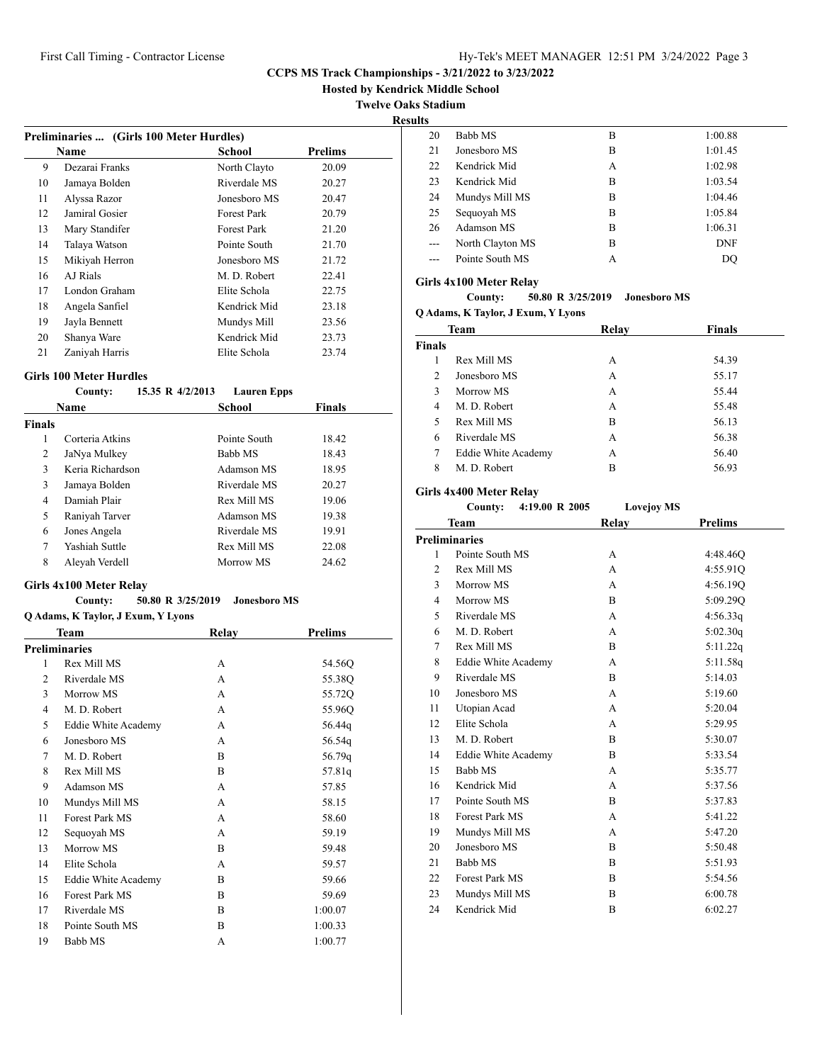# CCPS MS Track Championships - 3/21/2022 to 3/23/2022

**Hosted by Kendrick Middle School**

**Twelve Oaks Stadium**

**Results**

### Preliminaries ... (Girls 100 Meter Hurdles)

| | Name | School | Prelims |
|---|---|---|---|
| 9 | Dezarai Franks | North Clayto | 20.09 |
| 10 | Jamaya Bolden | Riverdale MS | 20.27 |
| 11 | Alyssa Razor | Jonesboro MS | 20.47 |
| 12 | Jamiral Gosier | Forest Park | 20.79 |
| 13 | Mary Standifer | Forest Park | 21.20 |
| 14 | Talaya Watson | Pointe South | 21.70 |
| 15 | Mikiyah Herron | Jonesboro MS | 21.72 |
| 16 | AJ Rials | M. D. Robert | 22.41 |
| 17 | London Graham | Elite Schola | 22.75 |
| 18 | Angela Sanfiel | Kendrick Mid | 23.18 |
| 19 | Jayla Bennett | Mundys Mill | 23.56 |
| 20 | Shanya Ware | Kendrick Mid | 23.73 |
| 21 | Zaniyah Harris | Elite Schola | 23.74 |

### Girls 100 Meter Hurdles

**County:** 15.35 R 4/2/2013 **Lauren Epps**

| | Name | School | Finals |
|---|---|---|---|
| **Finals** | | | |
| 1 | Corteria Atkins | Pointe South | 18.42 |
| 2 | JaNya Mulkey | Babb MS | 18.43 |
| 3 | Keria Richardson | Adamson MS | 18.95 |
| 3 | Jamaya Bolden | Riverdale MS | 20.27 |
| 4 | Damiah Plair | Rex Mill MS | 19.06 |
| 5 | Raniyah Tarver | Adamson MS | 19.38 |
| 6 | Jones Angela | Riverdale MS | 19.91 |
| 7 | Yashiah Suttle | Rex Mill MS | 22.08 |
| 8 | Aleyah Verdell | Morrow MS | 24.62 |

### Girls 4x100 Meter Relay

**County:** 50.80 R 3/25/2019 **Jonesboro MS**

**Q Adams, K Taylor, J Exum, Y Lyons**

| | Team | Relay | Prelims |
|---|---|---|---|
| **Preliminaries** | | | |
| 1 | Rex Mill MS | A | 54.56Q |
| 2 | Riverdale MS | A | 55.38Q |
| 3 | Morrow MS | A | 55.72Q |
| 4 | M. D. Robert | A | 55.96Q |
| 5 | Eddie White Academy | A | 56.44q |
| 6 | Jonesboro MS | A | 56.54q |
| 7 | M. D. Robert | B | 56.79q |
| 8 | Rex Mill MS | B | 57.81q |
| 9 | Adamson MS | A | 57.85 |
| 10 | Mundys Mill MS | A | 58.15 |
| 11 | Forest Park MS | A | 58.60 |
| 12 | Sequoyah MS | A | 59.19 |
| 13 | Morrow MS | B | 59.48 |
| 14 | Elite Schola | A | 59.57 |
| 15 | Eddie White Academy | B | 59.66 |
| 16 | Forest Park MS | B | 59.69 |
| 17 | Riverdale MS | B | 1:00.07 |
| 18 | Pointe South MS | B | 1:00.33 |
| 19 | Babb MS | A | 1:00.77 |
| 20 | Babb MS | B | 1:00.88 |
| 21 | Jonesboro MS | B | 1:01.45 |
| 22 | Kendrick Mid | A | 1:02.98 |
| 23 | Kendrick Mid | B | 1:03.54 |
| 24 | Mundys Mill MS | B | 1:04.46 |
| 25 | Sequoyah MS | B | 1:05.84 |
| 26 | Adamson MS | B | 1:06.31 |
| --- | North Clayton MS | B | DNF |
| --- | Pointe South MS | A | DQ |

### Girls 4x100 Meter Relay

**County:** 50.80 R 3/25/2019 **Jonesboro MS**

**Q Adams, K Taylor, J Exum, Y Lyons**

| | Team | Relay | Finals |
|---|---|---|---|
| **Finals** | | | |
| 1 | Rex Mill MS | A | 54.39 |
| 2 | Jonesboro MS | A | 55.17 |
| 3 | Morrow MS | A | 55.44 |
| 4 | M. D. Robert | A | 55.48 |
| 5 | Rex Mill MS | B | 56.13 |
| 6 | Riverdale MS | A | 56.38 |
| 7 | Eddie White Academy | A | 56.40 |
| 8 | M. D. Robert | B | 56.93 |

### Girls 4x400 Meter Relay

**County:** 4:19.00 R 2005 **Lovejoy MS**

| | Team | Relay | Prelims |
|---|---|---|---|
| **Preliminaries** | | | |
| 1 | Pointe South MS | A | 4:48.46Q |
| 2 | Rex Mill MS | A | 4:55.91Q |
| 3 | Morrow MS | A | 4:56.19Q |
| 4 | Morrow MS | B | 5:09.29Q |
| 5 | Riverdale MS | A | 4:56.33q |
| 6 | M. D. Robert | A | 5:02.30q |
| 7 | Rex Mill MS | B | 5:11.22q |
| 8 | Eddie White Academy | A | 5:11.58q |
| 9 | Riverdale MS | B | 5:14.03 |
| 10 | Jonesboro MS | A | 5:19.60 |
| 11 | Utopian Acad | A | 5:20.04 |
| 12 | Elite Schola | A | 5:29.95 |
| 13 | M. D. Robert | B | 5:30.07 |
| 14 | Eddie White Academy | B | 5:33.54 |
| 15 | Babb MS | A | 5:35.77 |
| 16 | Kendrick Mid | A | 5:37.56 |
| 17 | Pointe South MS | B | 5:37.83 |
| 18 | Forest Park MS | A | 5:41.22 |
| 19 | Mundys Mill MS | A | 5:47.20 |
| 20 | Jonesboro MS | B | 5:50.48 |
| 21 | Babb MS | B | 5:51.93 |
| 22 | Forest Park MS | B | 5:54.56 |
| 23 | Mundys Mill MS | B | 6:00.78 |
| 24 | Kendrick Mid | B | 6:02.27 |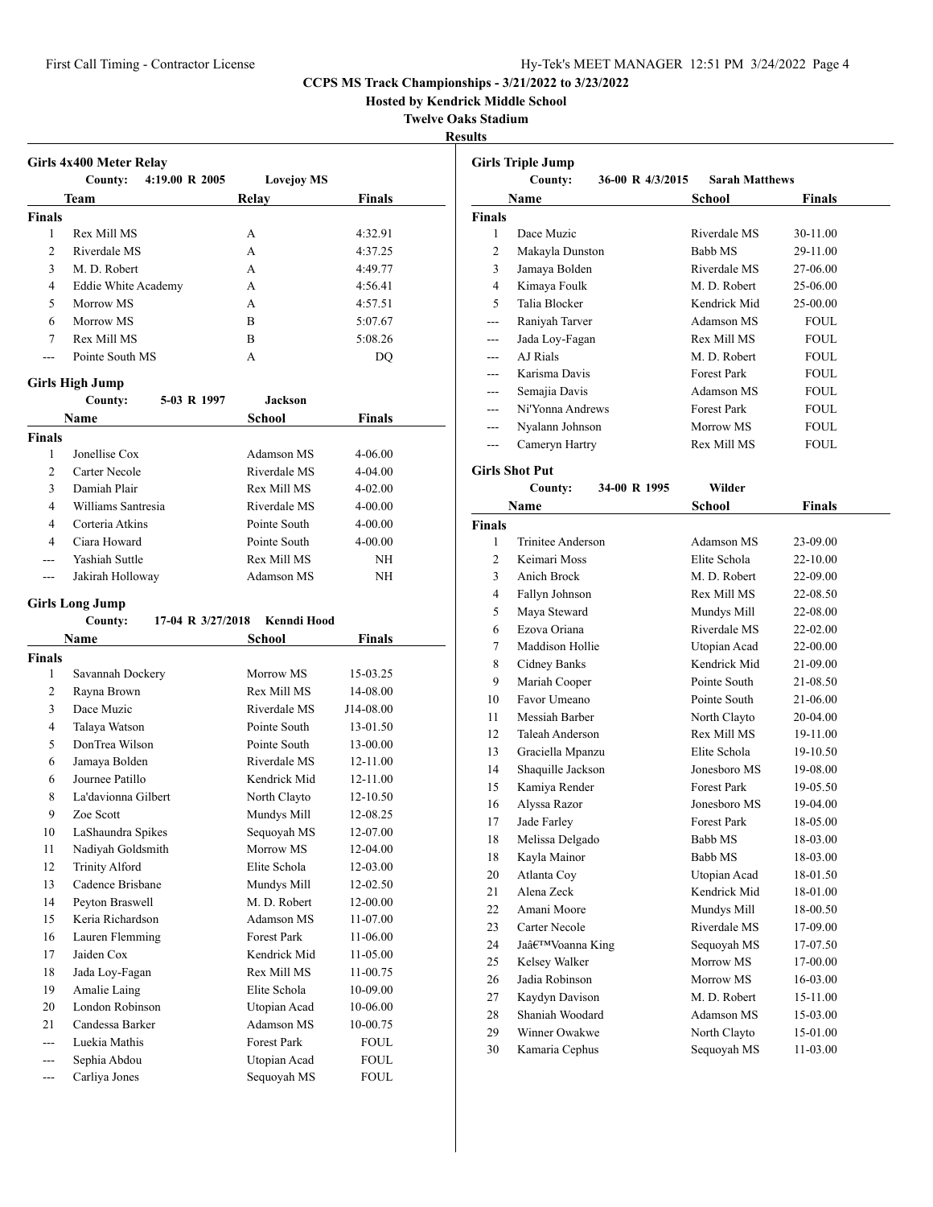**CCPS MS Track Championships - 3/21/2022 to 3/23/2022**

**Hosted by Kendrick Middle School**

**Twelve Oaks Stadium**

**Results**

### Girls 4x400 Meter Relay

County: 4:19.00 R 2005 Lovejoy MS

| | Team | Relay | Finals |
|---|---|---|---|
| **Finals** | | | |
| 1 | Rex Mill MS | A | 4:32.91 |
| 2 | Riverdale MS | A | 4:37.25 |
| 3 | M. D. Robert | A | 4:49.77 |
| 4 | Eddie White Academy | A | 4:56.41 |
| 5 | Morrow MS | A | 4:57.51 |
| 6 | Morrow MS | B | 5:07.67 |
| 7 | Rex Mill MS | B | 5:08.26 |
| --- | Pointe South MS | A | DQ |

### Girls High Jump

County: 5-03 R 1997 Jackson

| | Name | School | Finals |
|---|---|---|---|
| **Finals** | | | |
| 1 | Jonellise Cox | Adamson MS | 4-06.00 |
| 2 | Carter Necole | Riverdale MS | 4-04.00 |
| 3 | Damiah Plair | Rex Mill MS | 4-02.00 |
| 4 | Williams Santresia | Riverdale MS | 4-00.00 |
| 4 | Corteria Atkins | Pointe South | 4-00.00 |
| 4 | Ciara Howard | Pointe South | 4-00.00 |
| --- | Yashiah Suttle | Rex Mill MS | NH |
| --- | Jakirah Holloway | Adamson MS | NH |

### Girls Long Jump

County: 17-04 R 3/27/2018 Kenndi Hood

| | Name | School | Finals |
|---|---|---|---|
| **Finals** | | | |
| 1 | Savannah Dockery | Morrow MS | 15-03.25 |
| 2 | Rayna Brown | Rex Mill MS | 14-08.00 |
| 3 | Dace Muzic | Riverdale MS | J14-08.00 |
| 4 | Talaya Watson | Pointe South | 13-01.50 |
| 5 | DonTrea Wilson | Pointe South | 13-00.00 |
| 6 | Jamaya Bolden | Riverdale MS | 12-11.00 |
| 6 | Journee Patillo | Kendrick Mid | 12-11.00 |
| 8 | La'davionna Gilbert | North Clayto | 12-10.50 |
| 9 | Zoe Scott | Mundys Mill | 12-08.25 |
| 10 | LaShaundra Spikes | Sequoyah MS | 12-07.00 |
| 11 | Nadiyah Goldsmith | Morrow MS | 12-04.00 |
| 12 | Trinity Alford | Elite Schola | 12-03.00 |
| 13 | Cadence Brisbane | Mundys Mill | 12-02.50 |
| 14 | Peyton Braswell | M. D. Robert | 12-00.00 |
| 15 | Keria Richardson | Adamson MS | 11-07.00 |
| 16 | Lauren Flemming | Forest Park | 11-06.00 |
| 17 | Jaiden Cox | Kendrick Mid | 11-05.00 |
| 18 | Jada Loy-Fagan | Rex Mill MS | 11-00.75 |
| 19 | Amalie Laing | Elite Schola | 10-09.00 |
| 20 | London Robinson | Utopian Acad | 10-06.00 |
| 21 | Candessa Barker | Adamson MS | 10-00.75 |
| --- | Luekia Mathis | Forest Park | FOUL |
| --- | Sephia Abdou | Utopian Acad | FOUL |
| --- | Carliya Jones | Sequoyah MS | FOUL |

### Girls Triple Jump

County: 36-00 R 4/3/2015 Sarah Matthews

| | Name | School | Finals |
|---|---|---|---|
| **Finals** | | | |
| 1 | Dace Muzic | Riverdale MS | 30-11.00 |
| 2 | Makayla Dunston | Babb MS | 29-11.00 |
| 3 | Jamaya Bolden | Riverdale MS | 27-06.00 |
| 4 | Kimaya Foulk | M. D. Robert | 25-06.00 |
| 5 | Talia Blocker | Kendrick Mid | 25-00.00 |
| --- | Raniyah Tarver | Adamson MS | FOUL |
| --- | Jada Loy-Fagan | Rex Mill MS | FOUL |
| --- | AJ Rials | M. D. Robert | FOUL |
| --- | Karisma Davis | Forest Park | FOUL |
| --- | Semajia Davis | Adamson MS | FOUL |
| --- | Ni'Yonna Andrews | Forest Park | FOUL |
| --- | Nyalann Johnson | Morrow MS | FOUL |
| --- | Cameryn Hartry | Rex Mill MS | FOUL |

### Girls Shot Put

County: 34-00 R 1995 Wilder

| | Name | School | Finals |
|---|---|---|---|
| **Finals** | | | |
| 1 | Trinitee Anderson | Adamson MS | 23-09.00 |
| 2 | Keimari Moss | Elite Schola | 22-10.00 |
| 3 | Anich Brock | M. D. Robert | 22-09.00 |
| 4 | Fallyn Johnson | Rex Mill MS | 22-08.50 |
| 5 | Maya Steward | Mundys Mill | 22-08.00 |
| 6 | Ezova Oriana | Riverdale MS | 22-02.00 |
| 7 | Maddison Hollie | Utopian Acad | 22-00.00 |
| 8 | Cidney Banks | Kendrick Mid | 21-09.00 |
| 9 | Mariah Cooper | Pointe South | 21-08.50 |
| 10 | Favor Umeano | Pointe South | 21-06.00 |
| 11 | Messiah Barber | North Clayto | 20-04.00 |
| 12 | Taleah Anderson | Rex Mill MS | 19-11.00 |
| 13 | Graciella Mpanzu | Elite Schola | 19-10.50 |
| 14 | Shaquille Jackson | Jonesboro MS | 19-08.00 |
| 15 | Kamiya Render | Forest Park | 19-05.50 |
| 16 | Alyssa Razor | Jonesboro MS | 19-04.00 |
| 17 | Jade Farley | Forest Park | 18-05.00 |
| 18 | Melissa Delgado | Babb MS | 18-03.00 |
| 18 | Kayla Mainor | Babb MS | 18-03.00 |
| 20 | Atlanta Coy | Utopian Acad | 18-01.50 |
| 21 | Alena Zeck | Kendrick Mid | 18-01.00 |
| 22 | Amani Moore | Mundys Mill | 18-00.50 |
| 23 | Carter Necole | Riverdale MS | 17-09.00 |
| 24 | Jaâ€™Voanna King | Sequoyah MS | 17-07.50 |
| 25 | Kelsey Walker | Morrow MS | 17-00.00 |
| 26 | Jadia Robinson | Morrow MS | 16-03.00 |
| 27 | Kaydyn Davison | M. D. Robert | 15-11.00 |
| 28 | Shaniah Woodard | Adamson MS | 15-03.00 |
| 29 | Winner Owakwe | North Clayto | 15-01.00 |
| 30 | Kamaria Cephus | Sequoyah MS | 11-03.00 |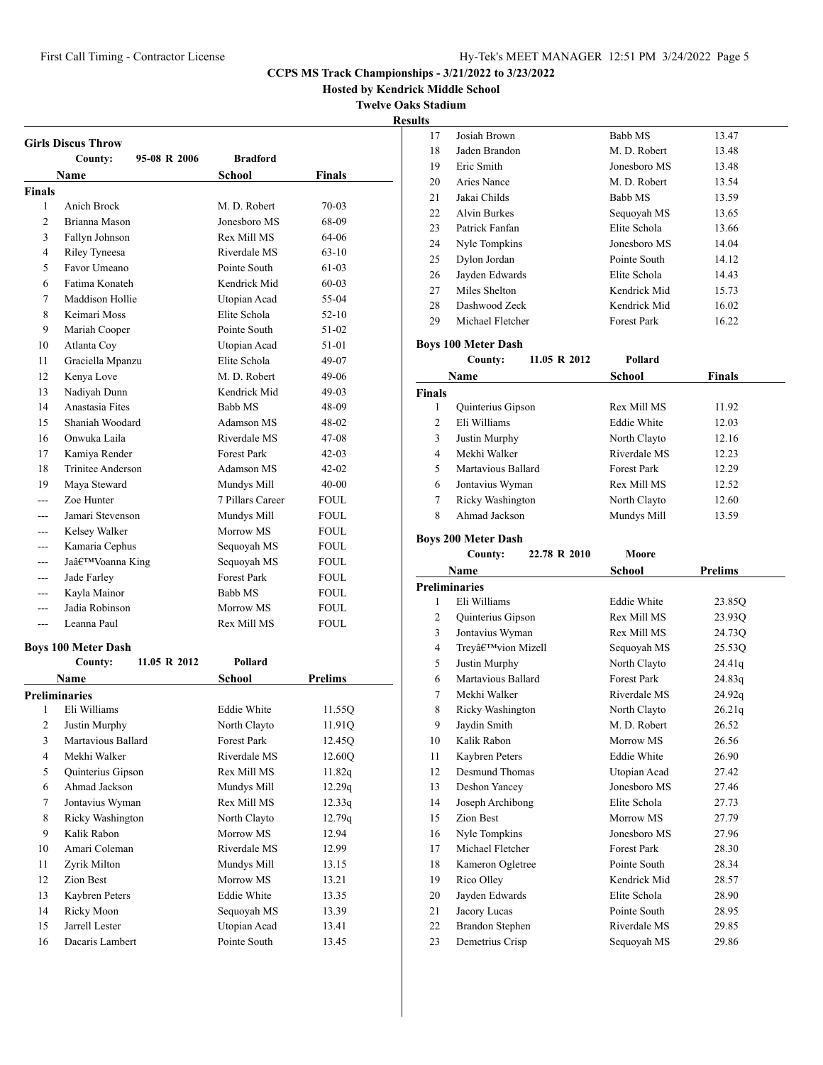**CCPS MS Track Championships - 3/21/2022 to 3/23/2022**

**Hosted by Kendrick Middle School**

**Twelve Oaks Stadium**

**Results**

### Girls Discus Throw

County: 95-08 R 2006 Bradford

| | Name | School | Finals |
|---|---|---|---|
| **Finals** | | | |
| 1 | Anich Brock | M. D. Robert | 70-03 |
| 2 | Brianna Mason | Jonesboro MS | 68-09 |
| 3 | Fallyn Johnson | Rex Mill MS | 64-06 |
| 4 | Riley Tyneesa | Riverdale MS | 63-10 |
| 5 | Favor Umeano | Pointe South | 61-03 |
| 6 | Fatima Konateh | Kendrick Mid | 60-03 |
| 7 | Maddison Hollie | Utopian Acad | 55-04 |
| 8 | Keimari Moss | Elite Schola | 52-10 |
| 9 | Mariah Cooper | Pointe South | 51-02 |
| 10 | Atlanta Coy | Utopian Acad | 51-01 |
| 11 | Graciella Mpanzu | Elite Schola | 49-07 |
| 12 | Kenya Love | M. D. Robert | 49-06 |
| 13 | Nadiyah Dunn | Kendrick Mid | 49-03 |
| 14 | Anastasia Fites | Babb MS | 48-09 |
| 15 | Shaniah Woodard | Adamson MS | 48-02 |
| 16 | Onwuka Laila | Riverdale MS | 47-08 |
| 17 | Kamiya Render | Forest Park | 42-03 |
| 18 | Trinitee Anderson | Adamson MS | 42-02 |
| 19 | Maya Steward | Mundys Mill | 40-00 |
| --- | Zoe Hunter | 7 Pillars Career | FOUL |
| --- | Jamari Stevenson | Mundys Mill | FOUL |
| --- | Kelsey Walker | Morrow MS | FOUL |
| --- | Kamaria Cephus | Sequoyah MS | FOUL |
| --- | Jaâ€™Voanna King | Sequoyah MS | FOUL |
| --- | Jade Farley | Forest Park | FOUL |
| --- | Kayla Mainor | Babb MS | FOUL |
| --- | Jadia Robinson | Morrow MS | FOUL |
| --- | Leanna Paul | Rex Mill MS | FOUL |

### Boys 100 Meter Dash

County: 11.05 R 2012 Pollard

| | Name | School | Prelims |
|---|---|---|---|
| **Preliminaries** | | | |
| 1 | Eli Williams | Eddie White | 11.55Q |
| 2 | Justin Murphy | North Clayto | 11.91Q |
| 3 | Martavious Ballard | Forest Park | 12.45Q |
| 4 | Mekhi Walker | Riverdale MS | 12.60Q |
| 5 | Quinterius Gipson | Rex Mill MS | 11.82q |
| 6 | Ahmad Jackson | Mundys Mill | 12.29q |
| 7 | Jontavius Wyman | Rex Mill MS | 12.33q |
| 8 | Ricky Washington | North Clayto | 12.79q |
| 9 | Kalik Rabon | Morrow MS | 12.94 |
| 10 | Amari Coleman | Riverdale MS | 12.99 |
| 11 | Zyrik Milton | Mundys Mill | 13.15 |
| 12 | Zion Best | Morrow MS | 13.21 |
| 13 | Kaybren Peters | Eddie White | 13.35 |
| 14 | Ricky Moon | Sequoyah MS | 13.39 |
| 15 | Jarrell Lester | Utopian Acad | 13.41 |
| 16 | Dacaris Lambert | Pointe South | 13.45 |
| 17 | Josiah Brown | Babb MS | 13.47 |
| 18 | Jaden Brandon | M. D. Robert | 13.48 |
| 19 | Eric Smith | Jonesboro MS | 13.48 |
| 20 | Aries Nance | M. D. Robert | 13.54 |
| 21 | Jakai Childs | Babb MS | 13.59 |
| 22 | Alvin Burkes | Sequoyah MS | 13.65 |
| 23 | Patrick Fanfan | Elite Schola | 13.66 |
| 24 | Nyle Tompkins | Jonesboro MS | 14.04 |
| 25 | Dylon Jordan | Pointe South | 14.12 |
| 26 | Jayden Edwards | Elite Schola | 14.43 |
| 27 | Miles Shelton | Kendrick Mid | 15.73 |
| 28 | Dashwood Zeck | Kendrick Mid | 16.02 |
| 29 | Michael Fletcher | Forest Park | 16.22 |

### Boys 100 Meter Dash

County: 11.05 R 2012 Pollard

| | Name | School | Finals |
|---|---|---|---|
| **Finals** | | | |
| 1 | Quinterius Gipson | Rex Mill MS | 11.92 |
| 2 | Eli Williams | Eddie White | 12.03 |
| 3 | Justin Murphy | North Clayto | 12.16 |
| 4 | Mekhi Walker | Riverdale MS | 12.23 |
| 5 | Martavious Ballard | Forest Park | 12.29 |
| 6 | Jontavius Wyman | Rex Mill MS | 12.52 |
| 7 | Ricky Washington | North Clayto | 12.60 |
| 8 | Ahmad Jackson | Mundys Mill | 13.59 |

### Boys 200 Meter Dash

County: 22.78 R 2010 Moore

| | Name | School | Prelims |
|---|---|---|---|
| **Preliminaries** | | | |
| 1 | Eli Williams | Eddie White | 23.85Q |
| 2 | Quinterius Gipson | Rex Mill MS | 23.93Q |
| 3 | Jontavius Wyman | Rex Mill MS | 24.73Q |
| 4 | Treyâ€™vion Mizell | Sequoyah MS | 25.53Q |
| 5 | Justin Murphy | North Clayto | 24.41q |
| 6 | Martavious Ballard | Forest Park | 24.83q |
| 7 | Mekhi Walker | Riverdale MS | 24.92q |
| 8 | Ricky Washington | North Clayto | 26.21q |
| 9 | Jaydin Smith | M. D. Robert | 26.52 |
| 10 | Kalik Rabon | Morrow MS | 26.56 |
| 11 | Kaybren Peters | Eddie White | 26.90 |
| 12 | Desmund Thomas | Utopian Acad | 27.42 |
| 13 | Deshon Yancey | Jonesboro MS | 27.46 |
| 14 | Joseph Archibong | Elite Schola | 27.73 |
| 15 | Zion Best | Morrow MS | 27.79 |
| 16 | Nyle Tompkins | Jonesboro MS | 27.96 |
| 17 | Michael Fletcher | Forest Park | 28.30 |
| 18 | Kameron Ogletree | Pointe South | 28.34 |
| 19 | Rico Olley | Kendrick Mid | 28.57 |
| 20 | Jayden Edwards | Elite Schola | 28.90 |
| 21 | Jacory Lucas | Pointe South | 28.95 |
| 22 | Brandon Stephen | Riverdale MS | 29.85 |
| 23 | Demetrius Crisp | Sequoyah MS | 29.86 |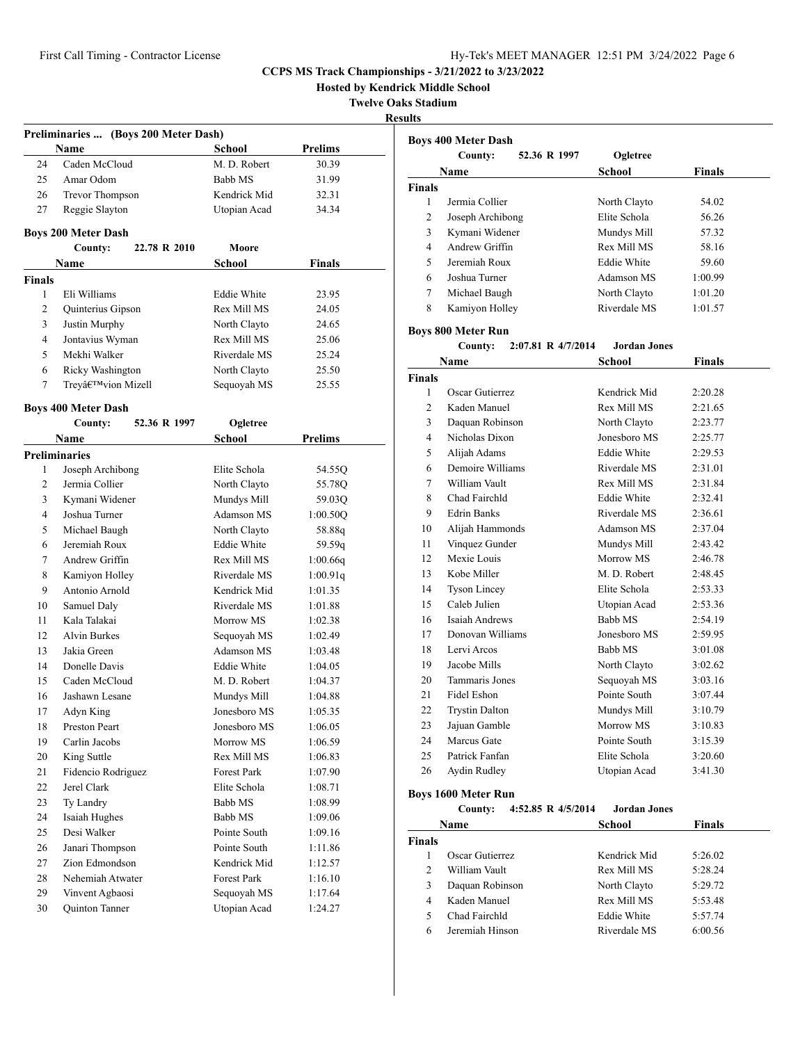## CCPS MS Track Championships - 3/21/2022 to 3/23/2022

**Hosted by Kendrick Middle School**

**Twelve Oaks Stadium**

**Results**

### Preliminaries ... (Boys 200 Meter Dash)

| | Name | School | Prelims |
|---|---|---|---|
| 24 | Caden McCloud | M. D. Robert | 30.39 |
| 25 | Amar Odom | Babb MS | 31.99 |
| 26 | Trevor Thompson | Kendrick Mid | 32.31 |
| 27 | Reggie Slayton | Utopian Acad | 34.34 |

### Boys 200 Meter Dash

County: 22.78 R 2010 Moore

| | Name | School | Finals |
|---|---|---|---|
| **Finals** | | | |
| 1 | Eli Williams | Eddie White | 23.95 |
| 2 | Quinterius Gipson | Rex Mill MS | 24.05 |
| 3 | Justin Murphy | North Clayto | 24.65 |
| 4 | Jontavius Wyman | Rex Mill MS | 25.06 |
| 5 | Mekhi Walker | Riverdale MS | 25.24 |
| 6 | Ricky Washington | North Clayto | 25.50 |
| 7 | Treyâ€™vion Mizell | Sequoyah MS | 25.55 |

### Boys 400 Meter Dash

County: 52.36 R 1997 Ogletree

| | Name | School | Prelims |
|---|---|---|---|
| **Preliminaries** | | | |
| 1 | Joseph Archibong | Elite Schola | 54.55Q |
| 2 | Jermia Collier | North Clayto | 55.78Q |
| 3 | Kymani Widener | Mundys Mill | 59.03Q |
| 4 | Joshua Turner | Adamson MS | 1:00.50Q |
| 5 | Michael Baugh | North Clayto | 58.88q |
| 6 | Jeremiah Roux | Eddie White | 59.59q |
| 7 | Andrew Griffin | Rex Mill MS | 1:00.66q |
| 8 | Kamiyon Holley | Riverdale MS | 1:00.91q |
| 9 | Antonio Arnold | Kendrick Mid | 1:01.35 |
| 10 | Samuel Daly | Riverdale MS | 1:01.88 |
| 11 | Kala Talakai | Morrow MS | 1:02.38 |
| 12 | Alvin Burkes | Sequoyah MS | 1:02.49 |
| 13 | Jakia Green | Adamson MS | 1:03.48 |
| 14 | Donelle Davis | Eddie White | 1:04.05 |
| 15 | Caden McCloud | M. D. Robert | 1:04.37 |
| 16 | Jashawn Lesane | Mundys Mill | 1:04.88 |
| 17 | Adyn King | Jonesboro MS | 1:05.35 |
| 18 | Preston Peart | Jonesboro MS | 1:06.05 |
| 19 | Carlin Jacobs | Morrow MS | 1:06.59 |
| 20 | King Suttle | Rex Mill MS | 1:06.83 |
| 21 | Fidencio Rodriguez | Forest Park | 1:07.90 |
| 22 | Jerel Clark | Elite Schola | 1:08.71 |
| 23 | Ty Landry | Babb MS | 1:08.99 |
| 24 | Isaiah Hughes | Babb MS | 1:09.06 |
| 25 | Desi Walker | Pointe South | 1:09.16 |
| 26 | Janari Thompson | Pointe South | 1:11.86 |
| 27 | Zion Edmondson | Kendrick Mid | 1:12.57 |
| 28 | Nehemiah Atwater | Forest Park | 1:16.10 |
| 29 | Vinvent Agbaosi | Sequoyah MS | 1:17.64 |
| 30 | Quinton Tanner | Utopian Acad | 1:24.27 |

### Boys 400 Meter Dash

County: 52.36 R 1997 Ogletree

| | Name | School | Finals |
|---|---|---|---|
| **Finals** | | | |
| 1 | Jermia Collier | North Clayto | 54.02 |
| 2 | Joseph Archibong | Elite Schola | 56.26 |
| 3 | Kymani Widener | Mundys Mill | 57.32 |
| 4 | Andrew Griffin | Rex Mill MS | 58.16 |
| 5 | Jeremiah Roux | Eddie White | 59.60 |
| 6 | Joshua Turner | Adamson MS | 1:00.99 |
| 7 | Michael Baugh | North Clayto | 1:01.20 |
| 8 | Kamiyon Holley | Riverdale MS | 1:01.57 |

### Boys 800 Meter Run

County: 2:07.81 R 4/7/2014 Jordan Jones

| | Name | School | Finals |
|---|---|---|---|
| **Finals** | | | |
| 1 | Oscar Gutierrez | Kendrick Mid | 2:20.28 |
| 2 | Kaden Manuel | Rex Mill MS | 2:21.65 |
| 3 | Daquan Robinson | North Clayto | 2:23.77 |
| 4 | Nicholas Dixon | Jonesboro MS | 2:25.77 |
| 5 | Alijah Adams | Eddie White | 2:29.53 |
| 6 | Demoire Williams | Riverdale MS | 2:31.01 |
| 7 | William Vault | Rex Mill MS | 2:31.84 |
| 8 | Chad Fairchld | Eddie White | 2:32.41 |
| 9 | Edrin Banks | Riverdale MS | 2:36.61 |
| 10 | Alijah Hammonds | Adamson MS | 2:37.04 |
| 11 | Vinquez Gunder | Mundys Mill | 2:43.42 |
| 12 | Mexie Louis | Morrow MS | 2:46.78 |
| 13 | Kobe Miller | M. D. Robert | 2:48.45 |
| 14 | Tyson Lincey | Elite Schola | 2:53.33 |
| 15 | Caleb Julien | Utopian Acad | 2:53.36 |
| 16 | Isaiah Andrews | Babb MS | 2:54.19 |
| 17 | Donovan Williams | Jonesboro MS | 2:59.95 |
| 18 | Lervi Arcos | Babb MS | 3:01.08 |
| 19 | Jacobe Mills | North Clayto | 3:02.62 |
| 20 | Tammaris Jones | Sequoyah MS | 3:03.16 |
| 21 | Fidel Eshon | Pointe South | 3:07.44 |
| 22 | Trystin Dalton | Mundys Mill | 3:10.79 |
| 23 | Jajuan Gamble | Morrow MS | 3:10.83 |
| 24 | Marcus Gate | Pointe South | 3:15.39 |
| 25 | Patrick Fanfan | Elite Schola | 3:20.60 |
| 26 | Aydin Rudley | Utopian Acad | 3:41.30 |

### Boys 1600 Meter Run

County: 4:52.85 R 4/5/2014 Jordan Jones

| | Name | School | Finals |
|---|---|---|---|
| **Finals** | | | |
| 1 | Oscar Gutierrez | Kendrick Mid | 5:26.02 |
| 2 | William Vault | Rex Mill MS | 5:28.24 |
| 3 | Daquan Robinson | North Clayto | 5:29.72 |
| 4 | Kaden Manuel | Rex Mill MS | 5:53.48 |
| 5 | Chad Fairchld | Eddie White | 5:57.74 |
| 6 | Jeremiah Hinson | Riverdale MS | 6:00.56 |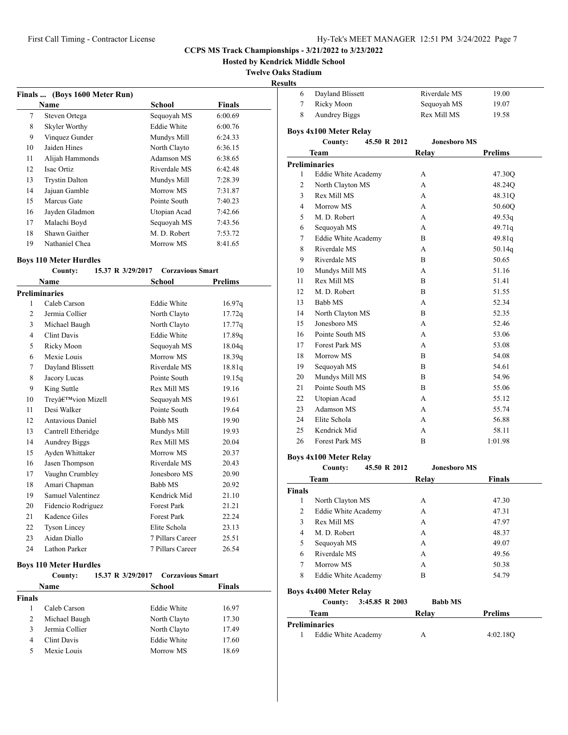**CCPS MS Track Championships - 3/21/2022 to 3/23/2022**

**Hosted by Kendrick Middle School**

**Twelve Oaks Stadium**

**Results**

### Finals ... (Boys 1600 Meter Run)

| | Name | School | Finals |
|---|---|---|---|
| 7 | Steven Ortega | Sequoyah MS | 6:00.69 |
| 8 | Skyler Worthy | Eddie White | 6:00.76 |
| 9 | Vinquez Gunder | Mundys Mill | 6:24.33 |
| 10 | Jaiden Hines | North Clayto | 6:36.15 |
| 11 | Alijah Hammonds | Adamson MS | 6:38.65 |
| 12 | Isac Ortiz | Riverdale MS | 6:42.48 |
| 13 | Trystin Dalton | Mundys Mill | 7:28.39 |
| 14 | Jajuan Gamble | Morrow MS | 7:31.87 |
| 15 | Marcus Gate | Pointe South | 7:40.23 |
| 16 | Jayden Gladmon | Utopian Acad | 7:42.66 |
| 17 | Malachi Boyd | Sequoyah MS | 7:43.56 |
| 18 | Shawn Gaither | M. D. Robert | 7:53.72 |
| 19 | Nathaniel Chea | Morrow MS | 8:41.65 |

### Boys 110 Meter Hurdles

County: 15.37 R 3/29/2017 Corzavious Smart

| | Name | School | Prelims |
|---|---|---|---|
| **Preliminaries** | | | |
| 1 | Caleb Carson | Eddie White | 16.97q |
| 2 | Jermia Collier | North Clayto | 17.72q |
| 3 | Michael Baugh | North Clayto | 17.77q |
| 4 | Clint Davis | Eddie White | 17.89q |
| 5 | Ricky Moon | Sequoyah MS | 18.04q |
| 6 | Mexie Louis | Morrow MS | 18.39q |
| 7 | Dayland Blissett | Riverdale MS | 18.81q |
| 8 | Jacory Lucas | Pointe South | 19.15q |
| 9 | King Suttle | Rex Mill MS | 19.16 |
| 10 | Treyâ€™vion Mizell | Sequoyah MS | 19.61 |
| 11 | Desi Walker | Pointe South | 19.64 |
| 12 | Antavious Daniel | Babb MS | 19.90 |
| 13 | Cantrell Etheridge | Mundys Mill | 19.93 |
| 14 | Aundrey Biggs | Rex Mill MS | 20.04 |
| 15 | Ayden Whittaker | Morrow MS | 20.37 |
| 16 | Jasen Thompson | Riverdale MS | 20.43 |
| 17 | Vaughn Crumbley | Jonesboro MS | 20.90 |
| 18 | Amari Chapman | Babb MS | 20.92 |
| 19 | Samuel Valentinez | Kendrick Mid | 21.10 |
| 20 | Fidencio Rodriguez | Forest Park | 21.21 |
| 21 | Kadence Giles | Forest Park | 22.24 |
| 22 | Tyson Lincey | Elite Schola | 23.13 |
| 23 | Aidan Diallo | 7 Pillars Career | 25.51 |
| 24 | Lathon Parker | 7 Pillars Career | 26.54 |

### Boys 110 Meter Hurdles

County: 15.37 R 3/29/2017 Corzavious Smart

| | Name | School | Finals |
|---|---|---|---|
| **Finals** | | | |
| 1 | Caleb Carson | Eddie White | 16.97 |
| 2 | Michael Baugh | North Clayto | 17.30 |
| 3 | Jermia Collier | North Clayto | 17.49 |
| 4 | Clint Davis | Eddie White | 17.60 |
| 5 | Mexie Louis | Morrow MS | 18.69 |
| 6 | Dayland Blissett | Riverdale MS | 19.00 |
| 7 | Ricky Moon | Sequoyah MS | 19.07 |
| 8 | Aundrey Biggs | Rex Mill MS | 19.58 |

### Boys 4x100 Meter Relay

County: 45.50 R 2012 Jonesboro MS

| | Team | Relay | Prelims |
|---|---|---|---|
| **Preliminaries** | | | |
| 1 | Eddie White Academy | A | 47.30Q |
| 2 | North Clayton MS | A | 48.24Q |
| 3 | Rex Mill MS | A | 48.31Q |
| 4 | Morrow MS | A | 50.60Q |
| 5 | M. D. Robert | A | 49.53q |
| 6 | Sequoyah MS | A | 49.71q |
| 7 | Eddie White Academy | B | 49.81q |
| 8 | Riverdale MS | A | 50.14q |
| 9 | Riverdale MS | B | 50.65 |
| 10 | Mundys Mill MS | A | 51.16 |
| 11 | Rex Mill MS | B | 51.41 |
| 12 | M. D. Robert | B | 51.55 |
| 13 | Babb MS | A | 52.34 |
| 14 | North Clayton MS | B | 52.35 |
| 15 | Jonesboro MS | A | 52.46 |
| 16 | Pointe South MS | A | 53.06 |
| 17 | Forest Park MS | A | 53.08 |
| 18 | Morrow MS | B | 54.08 |
| 19 | Sequoyah MS | B | 54.61 |
| 20 | Mundys Mill MS | B | 54.96 |
| 21 | Pointe South MS | B | 55.06 |
| 22 | Utopian Acad | A | 55.12 |
| 23 | Adamson MS | A | 55.74 |
| 24 | Elite Schola | A | 56.88 |
| 25 | Kendrick Mid | A | 58.11 |
| 26 | Forest Park MS | B | 1:01.98 |

### Boys 4x100 Meter Relay

County: 45.50 R 2012 Jonesboro MS

| | Team | Relay | Finals |
|---|---|---|---|
| **Finals** | | | |
| 1 | North Clayton MS | A | 47.30 |
| 2 | Eddie White Academy | A | 47.31 |
| 3 | Rex Mill MS | A | 47.97 |
| 4 | M. D. Robert | A | 48.37 |
| 5 | Sequoyah MS | A | 49.07 |
| 6 | Riverdale MS | A | 49.56 |
| 7 | Morrow MS | A | 50.38 |
| 8 | Eddie White Academy | B | 54.79 |

### Boys 4x400 Meter Relay

County: 3:45.85 R 2003 Babb MS

| | Team | Relay | Prelims |
|---|---|---|---|
| **Preliminaries** | | | |
| 1 | Eddie White Academy | A | 4:02.18Q |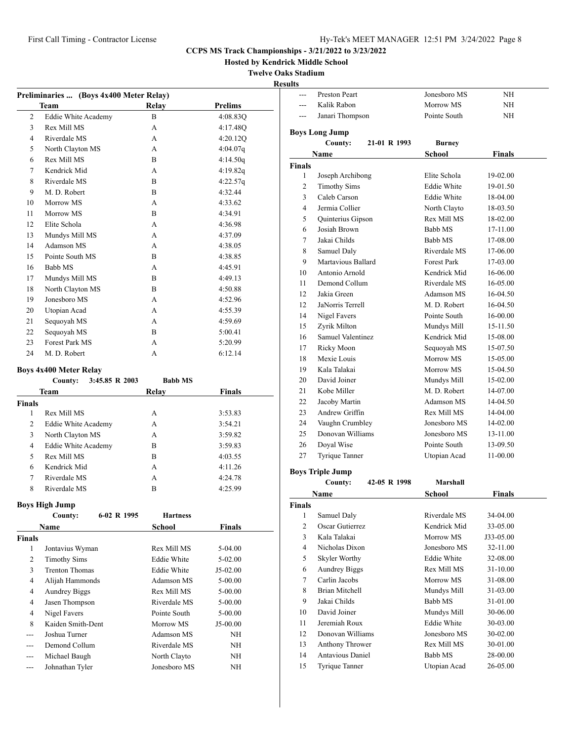CCPS MS Track Championships - 3/21/2022 to 3/23/2022

Hosted by Kendrick Middle School

Twelve Oaks Stadium

Results

### Preliminaries ... (Boys 4x400 Meter Relay)

| | Team | Relay | Prelims |
|---|---|---|---|
| 2 | Eddie White Academy | B | 4:08.83Q |
| 3 | Rex Mill MS | A | 4:17.48Q |
| 4 | Riverdale MS | A | 4:20.12Q |
| 5 | North Clayton MS | A | 4:04.07q |
| 6 | Rex Mill MS | B | 4:14.50q |
| 7 | Kendrick Mid | A | 4:19.82q |
| 8 | Riverdale MS | B | 4:22.57q |
| 9 | M. D. Robert | B | 4:32.44 |
| 10 | Morrow MS | A | 4:33.62 |
| 11 | Morrow MS | B | 4:34.91 |
| 12 | Elite Schola | A | 4:36.98 |
| 13 | Mundys Mill MS | A | 4:37.09 |
| 14 | Adamson MS | A | 4:38.05 |
| 15 | Pointe South MS | B | 4:38.85 |
| 16 | Babb MS | A | 4:45.91 |
| 17 | Mundys Mill MS | B | 4:49.13 |
| 18 | North Clayton MS | B | 4:50.88 |
| 19 | Jonesboro MS | A | 4:52.96 |
| 20 | Utopian Acad | A | 4:55.39 |
| 21 | Sequoyah MS | A | 4:59.69 |
| 22 | Sequoyah MS | B | 5:00.41 |
| 23 | Forest Park MS | A | 5:20.99 |
| 24 | M. D. Robert | A | 6:12.14 |

### Boys 4x400 Meter Relay

County: 3:45.85 R 2003 Babb MS

| | Team | Relay | Finals |
|---|---|---|---|
| **Finals** | | | |
| 1 | Rex Mill MS | A | 3:53.83 |
| 2 | Eddie White Academy | A | 3:54.21 |
| 3 | North Clayton MS | A | 3:59.82 |
| 4 | Eddie White Academy | B | 3:59.83 |
| 5 | Rex Mill MS | B | 4:03.55 |
| 6 | Kendrick Mid | A | 4:11.26 |
| 7 | Riverdale MS | A | 4:24.78 |
| 8 | Riverdale MS | B | 4:25.99 |

### Boys High Jump

County: 6-02 R 1995 Hartness

| | Name | School | Finals |
|---|---|---|---|
| **Finals** | | | |
| 1 | Jontavius Wyman | Rex Mill MS | 5-04.00 |
| 2 | Timothy Sims | Eddie White | 5-02.00 |
| 3 | Trenton Thomas | Eddie White | J5-02.00 |
| 4 | Alijah Hammonds | Adamson MS | 5-00.00 |
| 4 | Aundrey Biggs | Rex Mill MS | 5-00.00 |
| 4 | Jasen Thompson | Riverdale MS | 5-00.00 |
| 4 | Nigel Favers | Pointe South | 5-00.00 |
| 8 | Kaiden Smith-Dent | Morrow MS | J5-00.00 |
| --- | Joshua Turner | Adamson MS | NH |
| --- | Demond Collum | Riverdale MS | NH |
| --- | Michael Baugh | North Clayto | NH |
| --- | Johnathan Tyler | Jonesboro MS | NH |
| --- | Preston Peart | Jonesboro MS | NH |
| --- | Kalik Rabon | Morrow MS | NH |
| --- | Janari Thompson | Pointe South | NH |

### Boys Long Jump

County: 21-01 R 1993 Burney

| | Name | School | Finals |
|---|---|---|---|
| **Finals** | | | |
| 1 | Joseph Archibong | Elite Schola | 19-02.00 |
| 2 | Timothy Sims | Eddie White | 19-01.50 |
| 3 | Caleb Carson | Eddie White | 18-04.00 |
| 4 | Jermia Collier | North Clayto | 18-03.50 |
| 5 | Quinterius Gipson | Rex Mill MS | 18-02.00 |
| 6 | Josiah Brown | Babb MS | 17-11.00 |
| 7 | Jakai Childs | Babb MS | 17-08.00 |
| 8 | Samuel Daly | Riverdale MS | 17-06.00 |
| 9 | Martavious Ballard | Forest Park | 17-03.00 |
| 10 | Antonio Arnold | Kendrick Mid | 16-06.00 |
| 11 | Demond Collum | Riverdale MS | 16-05.00 |
| 12 | Jakia Green | Adamson MS | 16-04.50 |
| 12 | JaNorris Terrell | M. D. Robert | 16-04.50 |
| 14 | Nigel Favers | Pointe South | 16-00.00 |
| 15 | Zyrik Milton | Mundys Mill | 15-11.50 |
| 16 | Samuel Valentinez | Kendrick Mid | 15-08.00 |
| 17 | Ricky Moon | Sequoyah MS | 15-07.50 |
| 18 | Mexie Louis | Morrow MS | 15-05.00 |
| 19 | Kala Talakai | Morrow MS | 15-04.50 |
| 20 | David Joiner | Mundys Mill | 15-02.00 |
| 21 | Kobe Miller | M. D. Robert | 14-07.00 |
| 22 | Jacoby Martin | Adamson MS | 14-04.50 |
| 23 | Andrew Griffin | Rex Mill MS | 14-04.00 |
| 24 | Vaughn Crumbley | Jonesboro MS | 14-02.00 |
| 25 | Donovan Williams | Jonesboro MS | 13-11.00 |
| 26 | Doyal Wise | Pointe South | 13-09.50 |
| 27 | Tyrique Tanner | Utopian Acad | 11-00.00 |

### Boys Triple Jump

County: 42-05 R 1998 Marshall

| | Name | School | Finals |
|---|---|---|---|
| **Finals** | | | |
| 1 | Samuel Daly | Riverdale MS | 34-04.00 |
| 2 | Oscar Gutierrez | Kendrick Mid | 33-05.00 |
| 3 | Kala Talakai | Morrow MS | J33-05.00 |
| 4 | Nicholas Dixon | Jonesboro MS | 32-11.00 |
| 5 | Skyler Worthy | Eddie White | 32-08.00 |
| 6 | Aundrey Biggs | Rex Mill MS | 31-10.00 |
| 7 | Carlin Jacobs | Morrow MS | 31-08.00 |
| 8 | Brian Mitchell | Mundys Mill | 31-03.00 |
| 9 | Jakai Childs | Babb MS | 31-01.00 |
| 10 | David Joiner | Mundys Mill | 30-06.00 |
| 11 | Jeremiah Roux | Eddie White | 30-03.00 |
| 12 | Donovan Williams | Jonesboro MS | 30-02.00 |
| 13 | Anthony Thrower | Rex Mill MS | 30-01.00 |
| 14 | Antavious Daniel | Babb MS | 28-00.00 |
| 15 | Tyrique Tanner | Utopian Acad | 26-05.00 |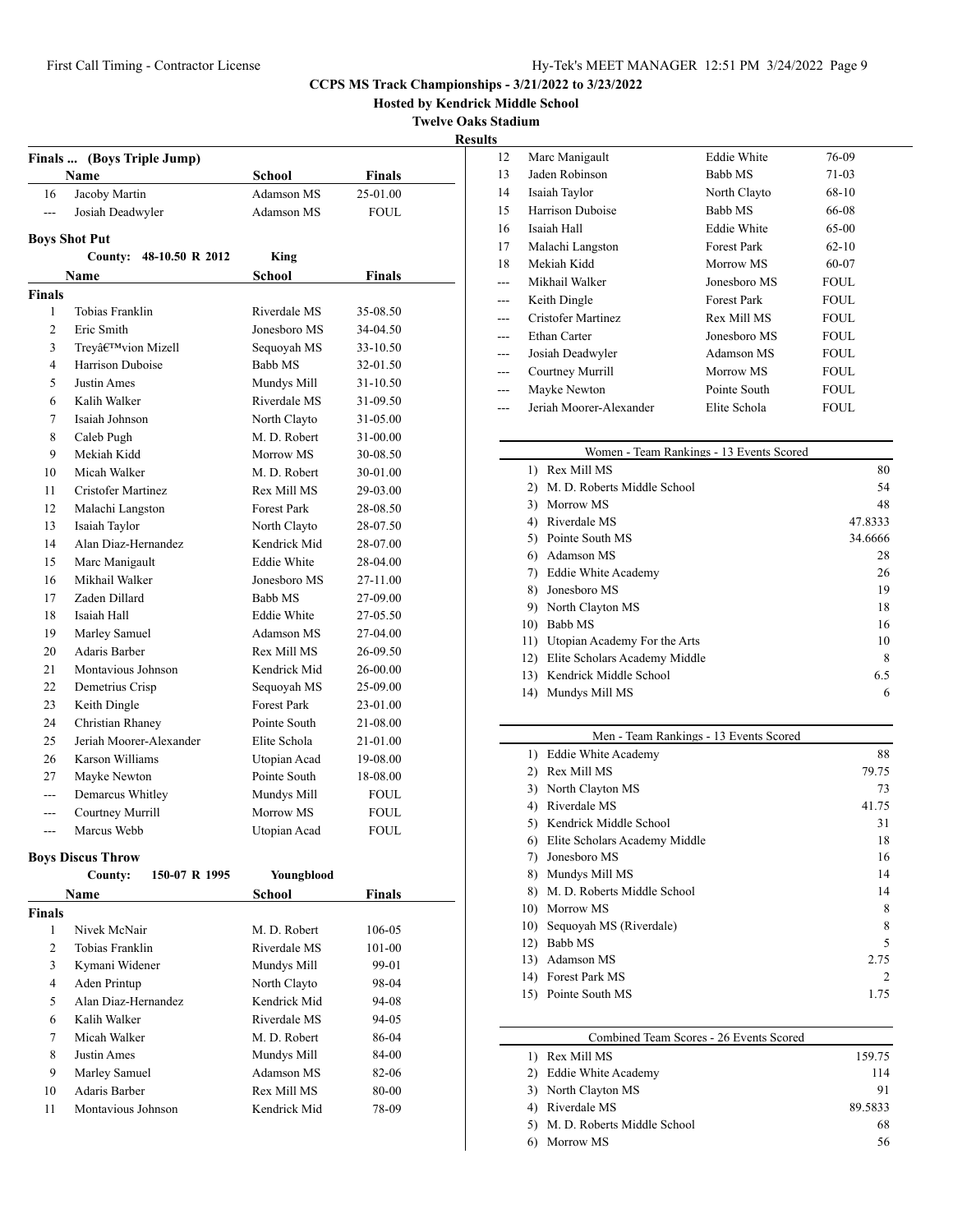**CCPS MS Track Championships - 3/21/2022 to 3/23/2022**

**Hosted by Kendrick Middle School**

**Twelve Oaks Stadium**

**Results**

### Finals ... (Boys Triple Jump)

| | Name | School | Finals |
|---|---|---|---|
| 16 | Jacoby Martin | Adamson MS | 25-01.00 |
| --- | Josiah Deadwyler | Adamson MS | FOUL |

### Boys Shot Put

County: 48-10.50 R 2012 King

| | Name | School | Finals |
|---|---|---|---|
| **Finals** | | | |
| 1 | Tobias Franklin | Riverdale MS | 35-08.50 |
| 2 | Eric Smith | Jonesboro MS | 34-04.50 |
| 3 | Treyâ€™vion Mizell | Sequoyah MS | 33-10.50 |
| 4 | Harrison Duboise | Babb MS | 32-01.50 |
| 5 | Justin Ames | Mundys Mill | 31-10.50 |
| 6 | Kalih Walker | Riverdale MS | 31-09.50 |
| 7 | Isaiah Johnson | North Clayto | 31-05.00 |
| 8 | Caleb Pugh | M. D. Robert | 31-00.00 |
| 9 | Mekiah Kidd | Morrow MS | 30-08.50 |
| 10 | Micah Walker | M. D. Robert | 30-01.00 |
| 11 | Cristofer Martinez | Rex Mill MS | 29-03.00 |
| 12 | Malachi Langston | Forest Park | 28-08.50 |
| 13 | Isaiah Taylor | North Clayto | 28-07.50 |
| 14 | Alan Diaz-Hernandez | Kendrick Mid | 28-07.00 |
| 15 | Marc Manigault | Eddie White | 28-04.00 |
| 16 | Mikhail Walker | Jonesboro MS | 27-11.00 |
| 17 | Zaden Dillard | Babb MS | 27-09.00 |
| 18 | Isaiah Hall | Eddie White | 27-05.50 |
| 19 | Marley Samuel | Adamson MS | 27-04.00 |
| 20 | Adaris Barber | Rex Mill MS | 26-09.50 |
| 21 | Montavious Johnson | Kendrick Mid | 26-00.00 |
| 22 | Demetrius Crisp | Sequoyah MS | 25-09.00 |
| 23 | Keith Dingle | Forest Park | 23-01.00 |
| 24 | Christian Rhaney | Pointe South | 21-08.00 |
| 25 | Jeriah Moorer-Alexander | Elite Schola | 21-01.00 |
| 26 | Karson Williams | Utopian Acad | 19-08.00 |
| 27 | Mayke Newton | Pointe South | 18-08.00 |
| --- | Demarcus Whitley | Mundys Mill | FOUL |
| --- | Courtney Murrill | Morrow MS | FOUL |
| --- | Marcus Webb | Utopian Acad | FOUL |

### Boys Discus Throw

County: 150-07 R 1995 Youngblood

| | Name | School | Finals |
|---|---|---|---|
| **Finals** | | | |
| 1 | Nivek McNair | M. D. Robert | 106-05 |
| 2 | Tobias Franklin | Riverdale MS | 101-00 |
| 3 | Kymani Widener | Mundys Mill | 99-01 |
| 4 | Aden Printup | North Clayto | 98-04 |
| 5 | Alan Diaz-Hernandez | Kendrick Mid | 94-08 |
| 6 | Kalih Walker | Riverdale MS | 94-05 |
| 7 | Micah Walker | M. D. Robert | 86-04 |
| 8 | Justin Ames | Mundys Mill | 84-00 |
| 9 | Marley Samuel | Adamson MS | 82-06 |
| 10 | Adaris Barber | Rex Mill MS | 80-00 |
| 11 | Montavious Johnson | Kendrick Mid | 78-09 |
| 12 | Marc Manigault | Eddie White | 76-09 |
| 13 | Jaden Robinson | Babb MS | 71-03 |
| 14 | Isaiah Taylor | North Clayto | 68-10 |
| 15 | Harrison Duboise | Babb MS | 66-08 |
| 16 | Isaiah Hall | Eddie White | 65-00 |
| 17 | Malachi Langston | Forest Park | 62-10 |
| 18 | Mekiah Kidd | Morrow MS | 60-07 |
| --- | Mikhail Walker | Jonesboro MS | FOUL |
| --- | Keith Dingle | Forest Park | FOUL |
| --- | Cristofer Martinez | Rex Mill MS | FOUL |
| --- | Ethan Carter | Jonesboro MS | FOUL |
| --- | Josiah Deadwyler | Adamson MS | FOUL |
| --- | Courtney Murrill | Morrow MS | FOUL |
| --- | Mayke Newton | Pointe South | FOUL |
| --- | Jeriah Moorer-Alexander | Elite Schola | FOUL |

| Women - Team Rankings - 13 Events Scored | | |
|---|---|---|
| 1) | Rex Mill MS | 80 |
| 2) | M. D. Roberts Middle School | 54 |
| 3) | Morrow MS | 48 |
| 4) | Riverdale MS | 47.8333 |
| 5) | Pointe South MS | 34.6666 |
| 6) | Adamson MS | 28 |
| 7) | Eddie White Academy | 26 |
| 8) | Jonesboro MS | 19 |
| 9) | North Clayton MS | 18 |
| 10) | Babb MS | 16 |
| 11) | Utopian Academy For the Arts | 10 |
| 12) | Elite Scholars Academy Middle | 8 |
| 13) | Kendrick Middle School | 6.5 |
| 14) | Mundys Mill MS | 6 |

| Men - Team Rankings - 13 Events Scored | | |
|---|---|---|
| 1) | Eddie White Academy | 88 |
| 2) | Rex Mill MS | 79.75 |
| 3) | North Clayton MS | 73 |
| 4) | Riverdale MS | 41.75 |
| 5) | Kendrick Middle School | 31 |
| 6) | Elite Scholars Academy Middle | 18 |
| 7) | Jonesboro MS | 16 |
| 8) | Mundys Mill MS | 14 |
| 8) | M. D. Roberts Middle School | 14 |
| 10) | Morrow MS | 8 |
| 10) | Sequoyah MS (Riverdale) | 8 |
| 12) | Babb MS | 5 |
| 13) | Adamson MS | 2.75 |
| 14) | Forest Park MS | 2 |
| 15) | Pointe South MS | 1.75 |

| Combined Team Scores - 26 Events Scored | | |
|---|---|---|
| 1) | Rex Mill MS | 159.75 |
| 2) | Eddie White Academy | 114 |
| 3) | North Clayton MS | 91 |
| 4) | Riverdale MS | 89.5833 |
| 5) | M. D. Roberts Middle School | 68 |
| 6) | Morrow MS | 56 |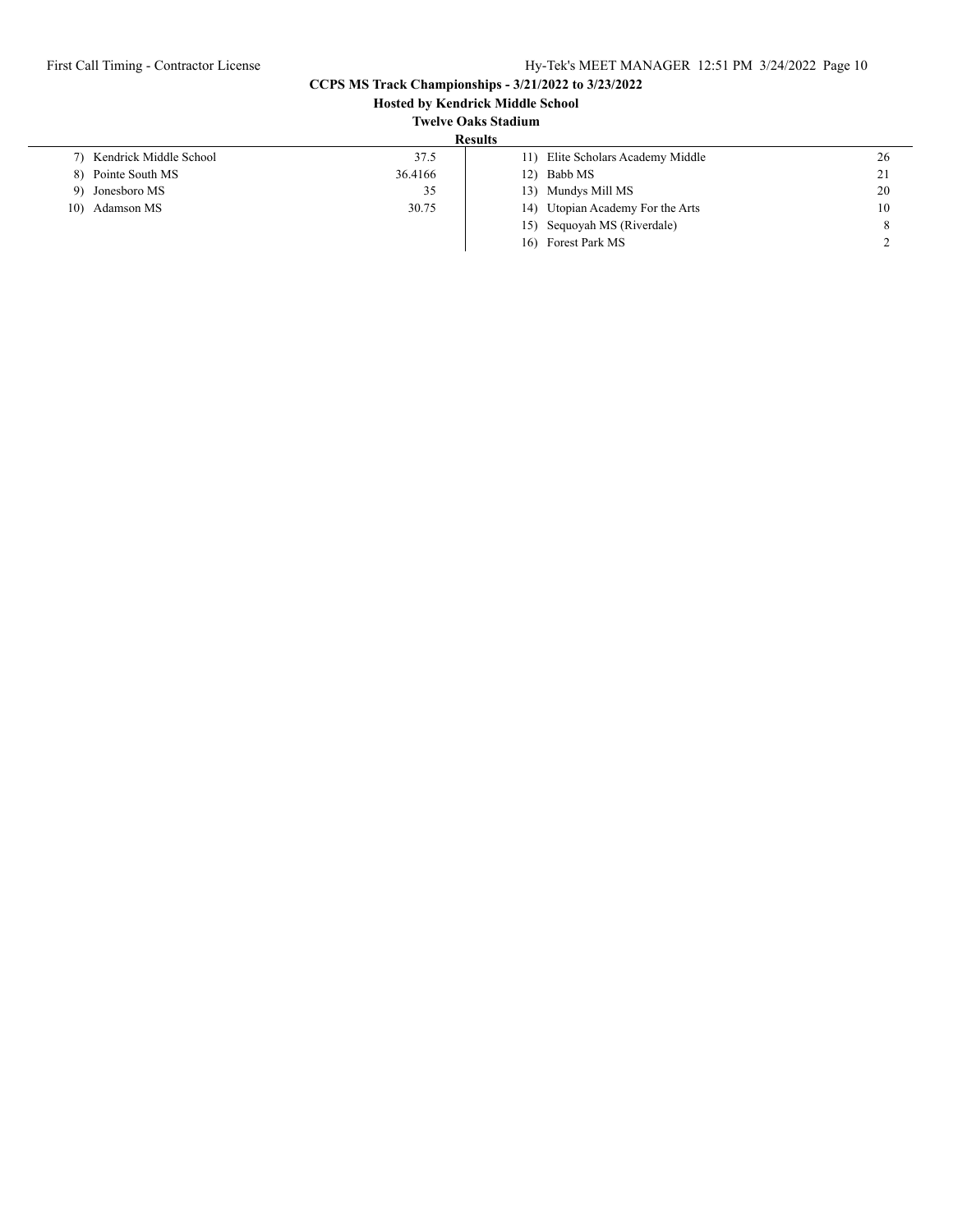# CCPS MS Track Championships - 3/21/2022 to 3/23/2022

## Hosted by Kendrick Middle School

### Twelve Oaks Stadium

#### Results

| | | | |
|---|---|---|---|
| 7) Kendrick Middle School | 37.5 | 11) Elite Scholars Academy Middle | 26 |
| 8) Pointe South MS | 36.4166 | 12) Babb MS | 21 |
| 9) Jonesboro MS | 35 | 13) Mundys Mill MS | 20 |
| 10) Adamson MS | 30.75 | 14) Utopian Academy For the Arts | 10 |
| | | 15) Sequoyah MS (Riverdale) | 8 |
| | | 16) Forest Park MS | 2 |